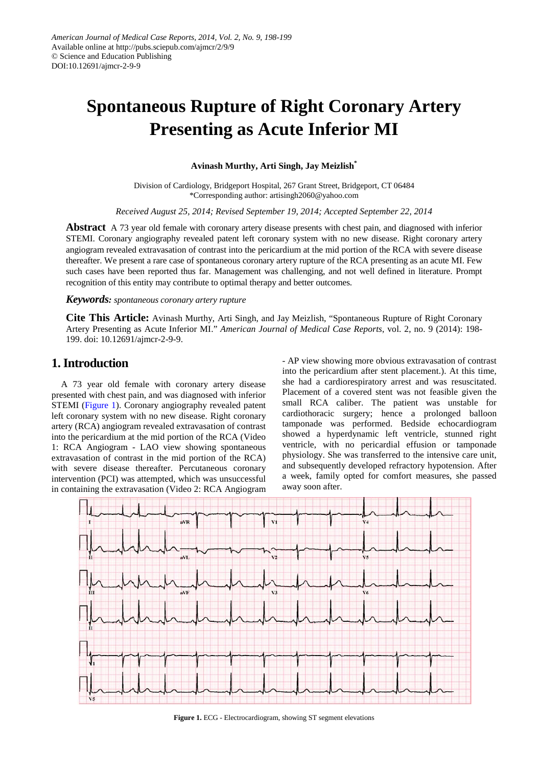American Journal of Medical Case Reports, 2014, Vol. 2, No. 9, 198-199
Available online at http://pubs.sciepub.com/ajmcr/2/9/9
© Science and Education Publishing
DOI:10.12691/ajmcr-2-9-9

# Spontaneous Rupture of Right Coronary Artery Presenting as Acute Inferior MI

**Avinash Murthy, Arti Singh, Jay Meizlish***

Division of Cardiology, Bridgeport Hospital, 267 Grant Street, Bridgeport, CT 06484
*Corresponding author: artisingh2060@yahoo.com

*Received August 25, 2014; Revised September 19, 2014; Accepted September 22, 2014*

**Abstract** A 73 year old female with coronary artery disease presents with chest pain, and diagnosed with inferior STEMI. Coronary angiography revealed patent left coronary system with no new disease. Right coronary artery angiogram revealed extravasation of contrast into the pericardium at the mid portion of the RCA with severe disease thereafter. We present a rare case of spontaneous coronary artery rupture of the RCA presenting as an acute MI. Few such cases have been reported thus far. Management was challenging, and not well defined in literature. Prompt recognition of this entity may contribute to optimal therapy and better outcomes.

***Keywords:*** *spontaneous coronary artery rupture*

**Cite This Article:** Avinash Murthy, Arti Singh, and Jay Meizlish, "Spontaneous Rupture of Right Coronary Artery Presenting as Acute Inferior MI." *American Journal of Medical Case Reports*, vol. 2, no. 9 (2014): 198-199. doi: 10.12691/ajmcr-2-9-9.

## 1. Introduction

A 73 year old female with coronary artery disease presented with chest pain, and was diagnosed with inferior STEMI (Figure 1). Coronary angiography revealed patent left coronary system with no new disease. Right coronary artery (RCA) angiogram revealed extravasation of contrast into the pericardium at the mid portion of the RCA (Video 1: RCA Angiogram - LAO view showing spontaneous extravasation of contrast in the mid portion of the RCA) with severe disease thereafter. Percutaneous coronary intervention (PCI) was attempted, which was unsuccessful in containing the extravasation (Video 2: RCA Angiogram - AP view showing more obvious extravasation of contrast into the pericardium after stent placement.). At this time, she had a cardiorespiratory arrest and was resuscitated. Placement of a covered stent was not feasible given the small RCA caliber. The patient was unstable for cardiothoracic surgery; hence a prolonged balloon tamponade was performed. Bedside echocardiogram showed a hyperdynamic left ventricle, stunned right ventricle, with no pericardial effusion or tamponade physiology. She was transferred to the intensive care unit, and subsequently developed refractory hypotension. After a week, family opted for comfort measures, she passed away soon after.

**Figure 1.** ECG - Electrocardiogram, showing ST segment elevations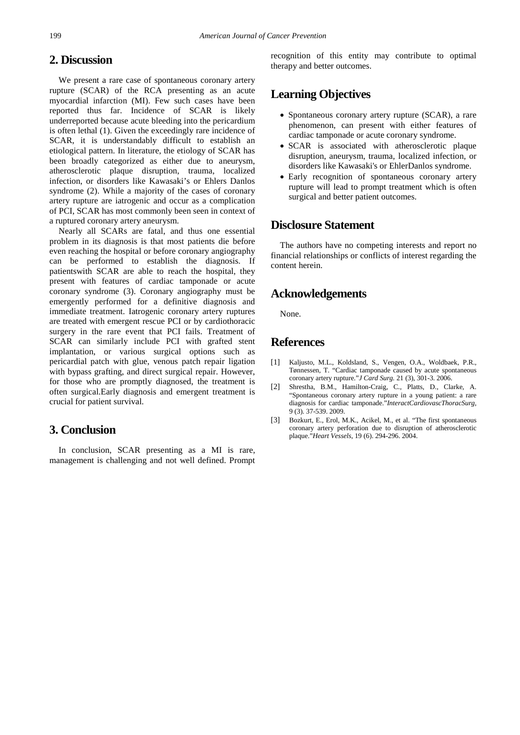## 2. Discussion

We present a rare case of spontaneous coronary artery rupture (SCAR) of the RCA presenting as an acute myocardial infarction (MI). Few such cases have been reported thus far. Incidence of SCAR is likely underreported because acute bleeding into the pericardium is often lethal (1). Given the exceedingly rare incidence of SCAR, it is understandably difficult to establish an etiological pattern. In literature, the etiology of SCAR has been broadly categorized as either due to aneurysm, atherosclerotic plaque disruption, trauma, localized infection, or disorders like Kawasaki's or Ehlers Danlos syndrome (2). While a majority of the cases of coronary artery rupture are iatrogenic and occur as a complication of PCI, SCAR has most commonly been seen in context of a ruptured coronary artery aneurysm.

Nearly all SCARs are fatal, and thus one essential problem in its diagnosis is that most patients die before even reaching the hospital or before coronary angiography can be performed to establish the diagnosis. If patientswith SCAR are able to reach the hospital, they present with features of cardiac tamponade or acute coronary syndrome (3). Coronary angiography must be emergently performed for a definitive diagnosis and immediate treatment. Iatrogenic coronary artery ruptures are treated with emergent rescue PCI or by cardiothoracic surgery in the rare event that PCI fails. Treatment of SCAR can similarly include PCI with grafted stent implantation, or various surgical options such as pericardial patch with glue, venous patch repair ligation with bypass grafting, and direct surgical repair. However, for those who are promptly diagnosed, the treatment is often surgical.Early diagnosis and emergent treatment is crucial for patient survival.

## 3. Conclusion

In conclusion, SCAR presenting as a MI is rare, management is challenging and not well defined. Prompt recognition of this entity may contribute to optimal therapy and better outcomes.

## Learning Objectives

- Spontaneous coronary artery rupture (SCAR), a rare phenomenon, can present with either features of cardiac tamponade or acute coronary syndrome.
- SCAR is associated with atherosclerotic plaque disruption, aneurysm, trauma, localized infection, or disorders like Kawasaki's or EhlerDanlos syndrome.
- Early recognition of spontaneous coronary artery rupture will lead to prompt treatment which is often surgical and better patient outcomes.

## Disclosure Statement

The authors have no competing interests and report no financial relationships or conflicts of interest regarding the content herein.

## Acknowledgements

None.

## References

[1] Kaljusto, M.L., Koldsland, S., Vengen, O.A., Woldbaek, P.R., Tønnessen, T. "Cardiac tamponade caused by acute spontaneous coronary artery rupture."*J Card Surg.* 21 (3), 301-3. 2006.

[2] Shrestha, B.M., Hamilton-Craig, C., Platts, D., Clarke, A. "Spontaneous coronary artery rupture in a young patient: a rare diagnosis for cardiac tamponade."*InteractCardiovascThoracSurg*, 9 (3). 37-539. 2009.

[3] Bozkurt, E., Erol, M.K., Acikel, M., et al. "The first spontaneous coronary artery perforation due to disruption of atherosclerotic plaque."*Heart Vessels*, 19 (6). 294-296. 2004.